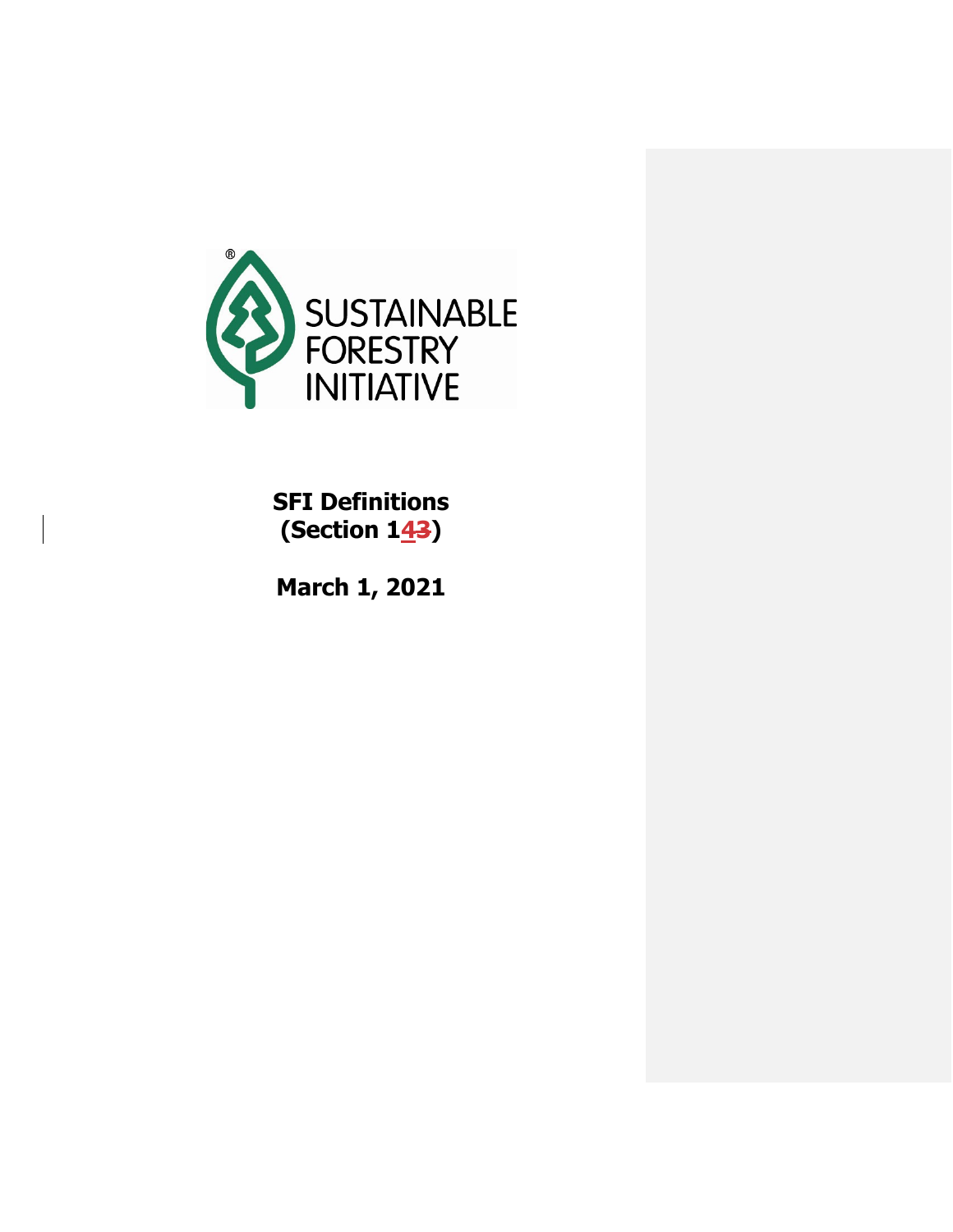SUSTAINABLE FORESTRY INITIATIVE

# SFI Definitions (Section 14~~3~~)

**March 1, 2021**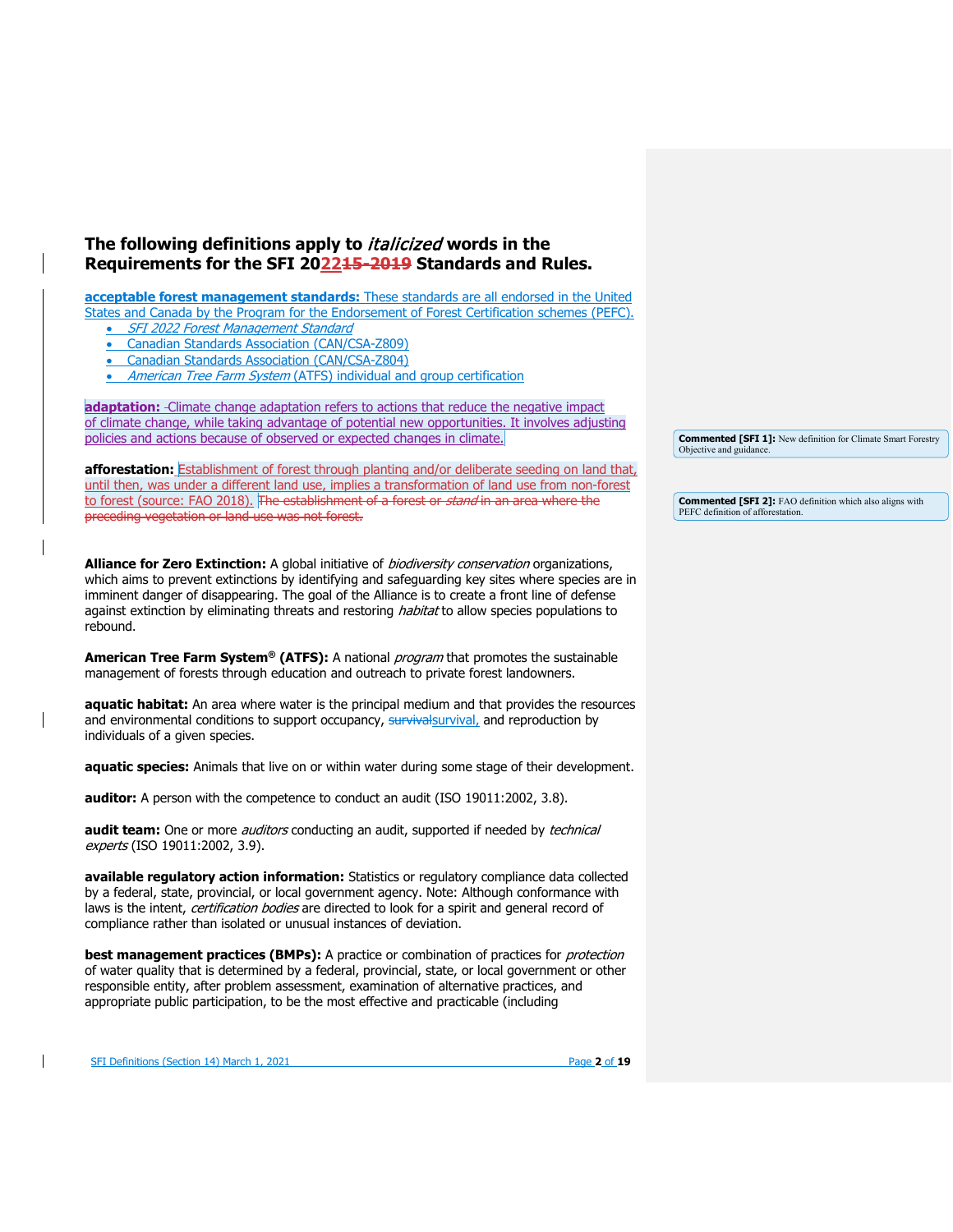# The following definitions apply to *italicized* words in the Requirements for the SFI 2022 Standards and Rules.

**acceptable forest management standards:** These standards are all endorsed in the United States and Canada by the Program for the Endorsement of Forest Certification schemes (PEFC).

- *SFI 2022 Forest Management Standard*
- Canadian Standards Association (CAN/CSA-Z809)
- Canadian Standards Association (CAN/CSA-Z804)
- *American Tree Farm System* (ATFS) individual and group certification

**adaptation:** Climate change adaptation refers to actions that reduce the negative impact of climate change, while taking advantage of potential new opportunities. It involves adjusting policies and actions because of observed or expected changes in climate.

> Commented [SFI 1]: New definition for Climate Smart Forestry Objective and guidance.

**afforestation:** Establishment of forest through planting and/or deliberate seeding on land that, until then, was under a different land use, implies a transformation of land use from non-forest to forest (source: FAO 2018). ~~The establishment of a forest or *stand* in an area where the preceding vegetation or land use was not forest.~~

> Commented [SFI 2]: FAO definition which also aligns with PEFC definition of afforestation.

**Alliance for Zero Extinction:** A global initiative of *biodiversity conservation* organizations, which aims to prevent extinctions by identifying and safeguarding key sites where species are in imminent danger of disappearing. The goal of the Alliance is to create a front line of defense against extinction by eliminating threats and restoring *habitat* to allow species populations to rebound.

**American Tree Farm System® (ATFS):** A national *program* that promotes the sustainable management of forests through education and outreach to private forest landowners.

**aquatic habitat:** An area where water is the principal medium and that provides the resources and environmental conditions to support occupancy, survival, and reproduction by individuals of a given species.

**aquatic species:** Animals that live on or within water during some stage of their development.

**auditor:** A person with the competence to conduct an audit (ISO 19011:2002, 3.8).

**audit team:** One or more *auditors* conducting an audit, supported if needed by *technical experts* (ISO 19011:2002, 3.9).

**available regulatory action information:** Statistics or regulatory compliance data collected by a federal, state, provincial, or local government agency. Note: Although conformance with laws is the intent, *certification bodies* are directed to look for a spirit and general record of compliance rather than isolated or unusual instances of deviation.

**best management practices (BMPs):** A practice or combination of practices for *protection* of water quality that is determined by a federal, provincial, state, or local government or other responsible entity, after problem assessment, examination of alternative practices, and appropriate public participation, to be the most effective and practicable (including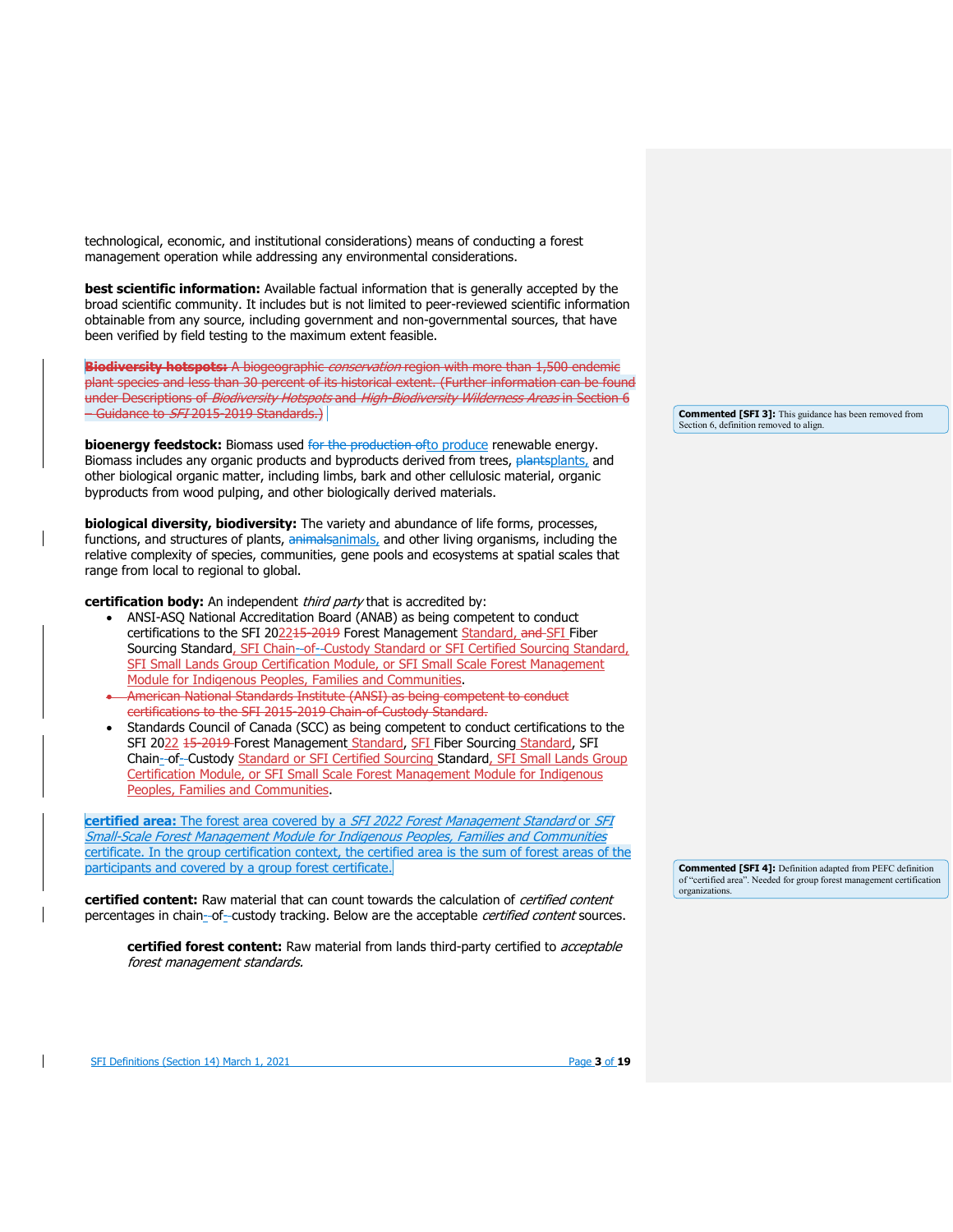technological, economic, and institutional considerations) means of conducting a forest management operation while addressing any environmental considerations.

**best scientific information:** Available factual information that is generally accepted by the broad scientific community. It includes but is not limited to peer-reviewed scientific information obtainable from any source, including government and non-governmental sources, that have been verified by field testing to the maximum extent feasible.

~~**Biodiversity hotspots:** A biogeographic *conservation* region with more than 1,500 endemic plant species and less than 30 percent of its historical extent. (Further information can be found under Descriptions of *Biodiversity Hotspots* and *High-Biodiversity Wilderness Areas* in Section 6 – Guidance to *SFI* 2015-2019 Standards.)~~

**bioenergy feedstock:** Biomass used ~~for the production of~~to produce renewable energy. Biomass includes any organic products and byproducts derived from trees, ~~plants~~plants, and other biological organic matter, including limbs, bark and other cellulosic material, organic byproducts from wood pulping, and other biologically derived materials.

**biological diversity, biodiversity:** The variety and abundance of life forms, processes, functions, and structures of plants, ~~animals~~animals, and other living organisms, including the relative complexity of species, communities, gene pools and ecosystems at spatial scales that range from local to regional to global.

**certification body:** An independent *third party* that is accredited by:

- ANSI-ASQ National Accreditation Board (ANAB) as being competent to conduct certifications to the SFI 2022~~15-2019~~ Forest Management Standard, ~~and~~ SFI Fiber Sourcing Standard, SFI Chain-of-Custody Standard or SFI Certified Sourcing Standard, SFI Small Lands Group Certification Module, or SFI Small Scale Forest Management Module for Indigenous Peoples, Families and Communities.
- ~~American National Standards Institute (ANSI) as being competent to conduct certifications to the SFI 2015-2019 Chain-of-Custody Standard.~~
- Standards Council of Canada (SCC) as being competent to conduct certifications to the SFI 2022 ~~15-2019~~ Forest Management Standard, SFI Fiber Sourcing Standard, SFI Chain-of-Custody Standard or SFI Certified Sourcing Standard, SFI Small Lands Group Certification Module, or SFI Small Scale Forest Management Module for Indigenous Peoples, Families and Communities.

**certified area:** The forest area covered by a *SFI 2022 Forest Management Standard* or *SFI Small-Scale Forest Management Module for Indigenous Peoples, Families and Communities* certificate. In the group certification context, the certified area is the sum of forest areas of the participants and covered by a group forest certificate.

**certified content:** Raw material that can count towards the calculation of *certified content* percentages in chain-of-custody tracking. Below are the acceptable *certified content* sources.

> **certified forest content:** Raw material from lands third-party certified to *acceptable forest management standards.*

Commented [SFI 3]: This guidance has been removed from Section 6, definition removed to align.

Commented [SFI 4]: Definition adapted from PEFC definition of "certified area". Needed for group forest management certification organizations.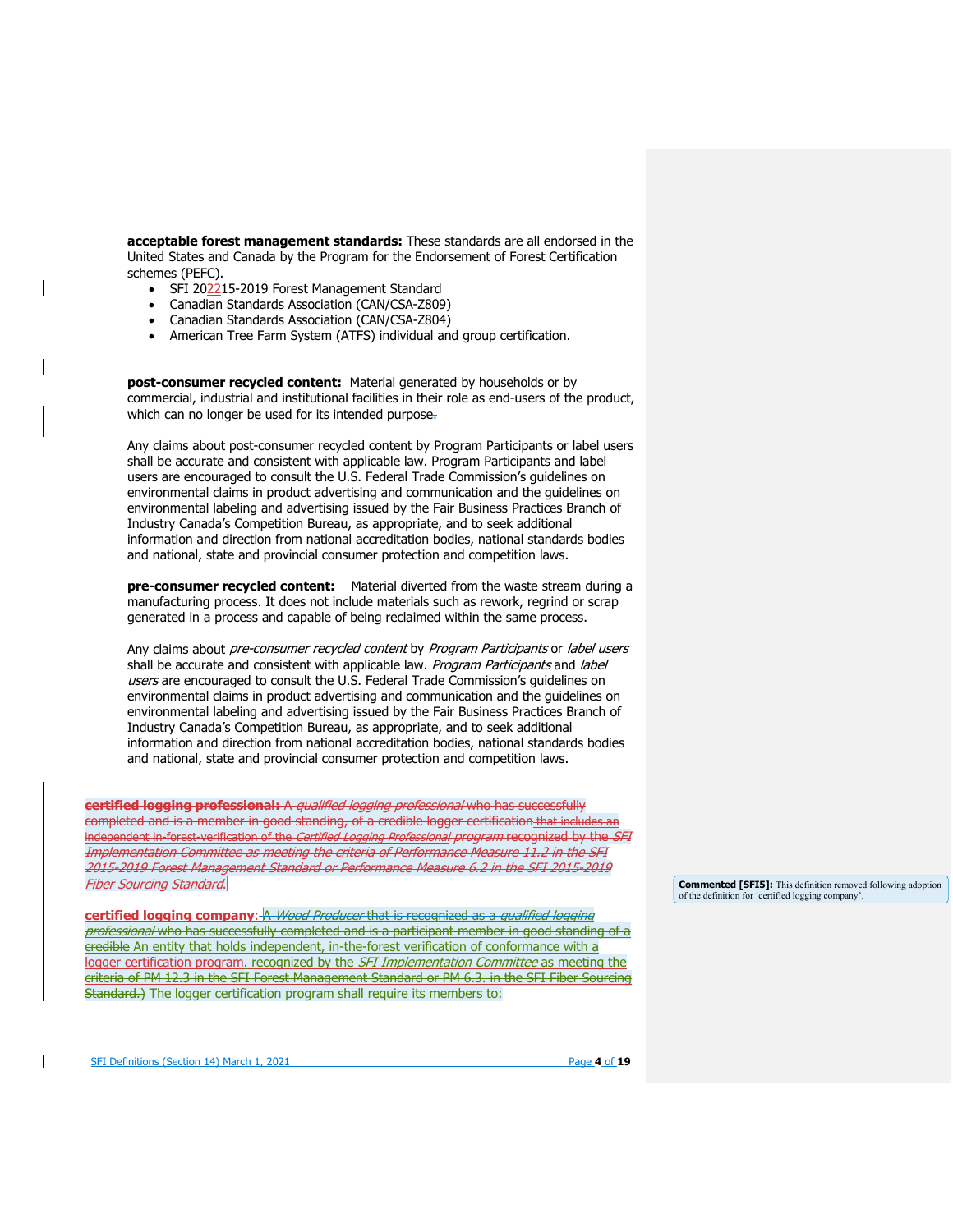**acceptable forest management standards:** These standards are all endorsed in the United States and Canada by the Program for the Endorsement of Forest Certification schemes (PEFC).

- SFI 202215-2019 Forest Management Standard
- Canadian Standards Association (CAN/CSA-Z809)
- Canadian Standards Association (CAN/CSA-Z804)
- American Tree Farm System (ATFS) individual and group certification.

**post-consumer recycled content:** Material generated by households or by commercial, industrial and institutional facilities in their role as end-users of the product, which can no longer be used for its intended purpose.

Any claims about post-consumer recycled content by Program Participants or label users shall be accurate and consistent with applicable law. Program Participants and label users are encouraged to consult the U.S. Federal Trade Commission's guidelines on environmental claims in product advertising and communication and the guidelines on environmental labeling and advertising issued by the Fair Business Practices Branch of Industry Canada's Competition Bureau, as appropriate, and to seek additional information and direction from national accreditation bodies, national standards bodies and national, state and provincial consumer protection and competition laws.

**pre-consumer recycled content:** Material diverted from the waste stream during a manufacturing process. It does not include materials such as rework, regrind or scrap generated in a process and capable of being reclaimed within the same process.

Any claims about *pre-consumer recycled content* by *Program Participants* or *label users* shall be accurate and consistent with applicable law. *Program Participants* and *label users* are encouraged to consult the U.S. Federal Trade Commission's guidelines on environmental claims in product advertising and communication and the guidelines on environmental labeling and advertising issued by the Fair Business Practices Branch of Industry Canada's Competition Bureau, as appropriate, and to seek additional information and direction from national accreditation bodies, national standards bodies and national, state and provincial consumer protection and competition laws.

~~**certified logging professional:** A *qualified logging professional* who has successfully completed and is a member in good standing, of a credible logger certification that includes an independent in-forest-verification of the *Certified Logging Professional* program recognized by the *SFI Implementation Committee as meeting the criteria of Performance Measure 11.2 in the SFI 2015-2019 Forest Management Standard or Performance Measure 6.2 in the SFI 2015-2019 Fiber Sourcing Standard.*~~

Commented [SFI5]: This definition removed following adoption of the definition for 'certified logging company'.

**certified logging company**: ~~A *Wood Producer* that is recognized as a *qualified logging professional* who has successfully completed and is a participant member in good standing of a credible~~ An entity that holds independent, in-the-forest verification of conformance with a logger certification program. ~~recognized by the *SFI Implementation Committee* as meeting the criteria of PM 12.3 in the SFI Forest Management Standard or PM 6.3. in the SFI Fiber Sourcing Standard.)~~ The logger certification program shall require its members to: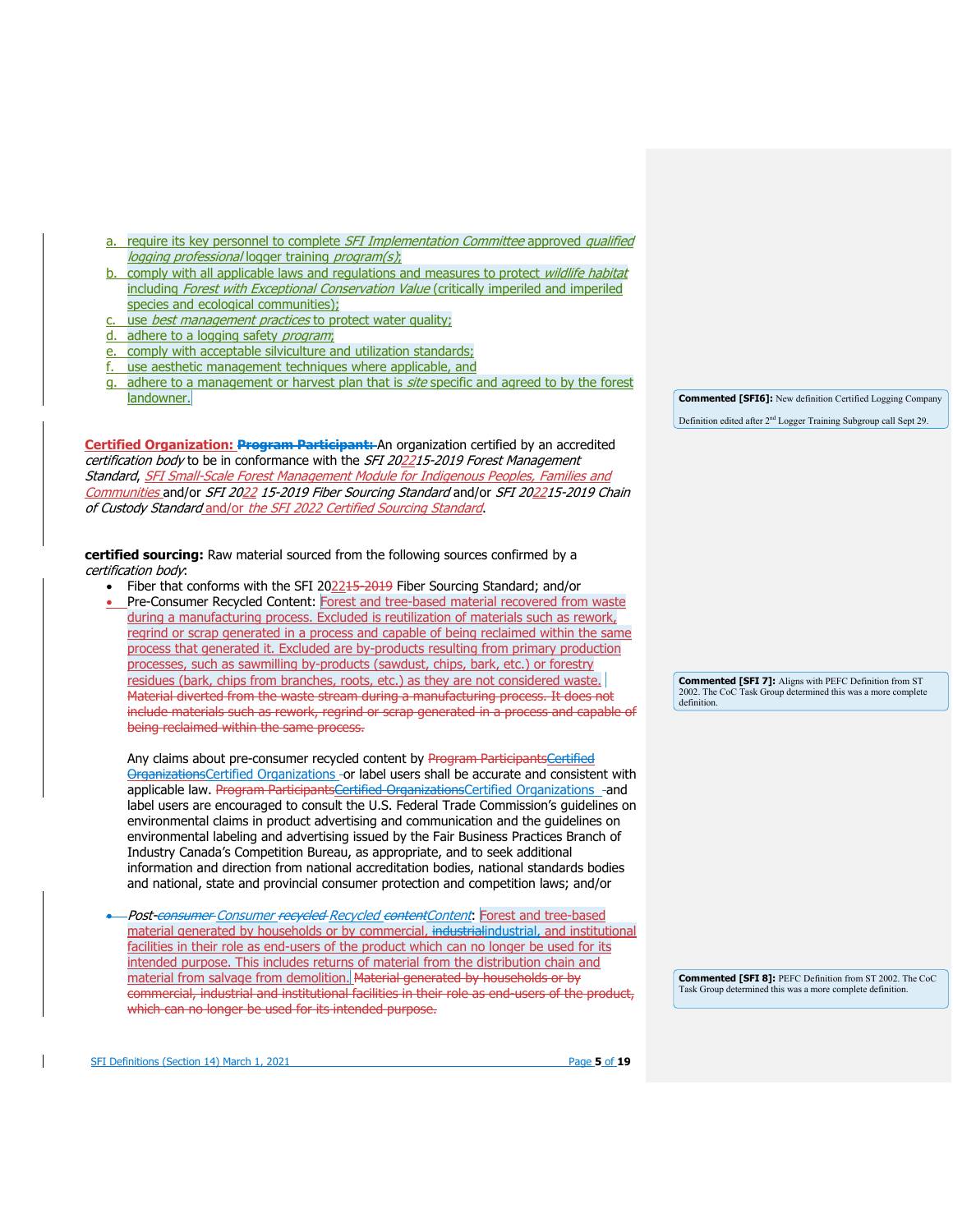a. require its key personnel to complete *SFI Implementation Committee* approved *qualified logging professional* logger training *program(s)*;
b. comply with all applicable laws and regulations and measures to protect *wildlife habitat* including *Forest with Exceptional Conservation Value* (critically imperiled and imperiled species and ecological communities);
c. use *best management practices* to protect water quality;
d. adhere to a logging safety *program*;
e. comply with acceptable silviculture and utilization standards;
f. use aesthetic management techniques where applicable, and
g. adhere to a management or harvest plan that is *site* specific and agreed to by the forest landowner.

> **Commented [SFI6]:** New definition Certified Logging Company
>
> Definition edited after 2nd Logger Training Subgroup call Sept 29.

**Certified Organization:** ~~**Program Participant:**~~ An organization certified by an accredited *certification body* to be in conformance with the *SFI 2022~~15-2019~~ Forest Management Standard*, *SFI Small-Scale Forest Management Module for Indigenous Peoples, Families and Communities* and/or *SFI 2022 ~~15-2019~~ Fiber Sourcing Standard* and/or *SFI 2022~~15-2019~~ Chain of Custody Standard* and/or *the SFI 2022 Certified Sourcing Standard*.

**certified sourcing:** Raw material sourced from the following sources confirmed by a *certification body*:

- Fiber that conforms with the SFI 2022~~15-2019~~ Fiber Sourcing Standard; and/or
- Pre-Consumer Recycled Content: Forest and tree-based material recovered from waste during a manufacturing process. Excluded is reutilization of materials such as rework, regrind or scrap generated in a process and capable of being reclaimed within the same process that generated it. Excluded are by-products resulting from primary production processes, such as sawmilling by-products (sawdust, chips, bark, etc.) or forestry residues (bark, chips from branches, roots, etc.) as they are not considered waste. ~~Material diverted from the waste stream during a manufacturing process. It does not include materials such as rework, regrind or scrap generated in a process and capable of being reclaimed within the same process.~~

  Any claims about pre-consumer recycled content by ~~Program Participants~~~~Certified Organizations~~Certified Organizations or label users shall be accurate and consistent with applicable law. ~~Program Participants~~~~Certified Organizations~~Certified Organizations and label users are encouraged to consult the U.S. Federal Trade Commission's guidelines on environmental claims in product advertising and communication and the guidelines on environmental labeling and advertising issued by the Fair Business Practices Branch of Industry Canada's Competition Bureau, as appropriate, and to seek additional information and direction from national accreditation bodies, national standards bodies and national, state and provincial consumer protection and competition laws; and/or

> **Commented [SFI 7]:** Aligns with PEFC Definition from ST 2002. The CoC Task Group determined this was a more complete definition.

- *Post-~~consumer~~ Consumer ~~recycled~~ Recycled ~~content~~Content*: Forest and tree-based material generated by households or by commercial, ~~industrial~~industrial, and institutional facilities in their role as end-users of the product which can no longer be used for its intended purpose. This includes returns of material from the distribution chain and material from salvage from demolition. ~~Material generated by households or by commercial, industrial and institutional facilities in their role as end-users of the product, which can no longer be used for its intended purpose.~~

> **Commented [SFI 8]:** PEFC Definition from ST 2002. The CoC Task Group determined this was a more complete definition.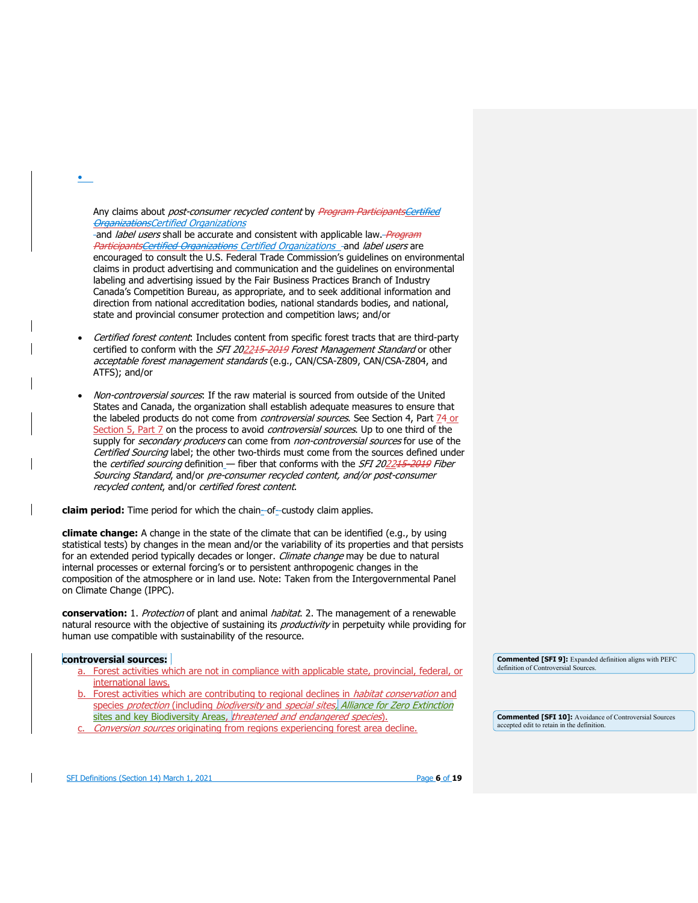Any claims about *post-consumer recycled content* by Certified Organizations and *label users* shall be accurate and consistent with applicable law. Certified Organizations and *label users* are encouraged to consult the U.S. Federal Trade Commission's guidelines on environmental claims in product advertising and communication and the guidelines on environmental labeling and advertising issued by the Fair Business Practices Branch of Industry Canada's Competition Bureau, as appropriate, and to seek additional information and direction from national accreditation bodies, national standards bodies, and national, state and provincial consumer protection and competition laws; and/or

- *Certified forest content*: Includes content from specific forest tracts that are third-party certified to conform with the *SFI 2022 Forest Management Standard* or other *acceptable forest management standards* (e.g., CAN/CSA-Z809, CAN/CSA-Z804, and ATFS); and/or

- *Non-controversial sources*: If the raw material is sourced from outside of the United States and Canada, the organization shall establish adequate measures to ensure that the labeled products do not come from *controversial sources*. See Section 4, Part 7 or Section 5, Part 7 on the process to avoid *controversial sources*. Up to one third of the supply for *secondary producers* can come from *non-controversial sources* for use of the *Certified Sourcing* label; the other two-thirds must come from the sources defined under the *certified sourcing* definition — fiber that conforms with the *SFI 2022 Fiber Sourcing Standard*, and/or *pre-consumer recycled content, and/or post-consumer recycled content*, and/or *certified forest content*.

**claim period:** Time period for which the chain-of-custody claim applies.

**climate change:** A change in the state of the climate that can be identified (e.g., by using statistical tests) by changes in the mean and/or the variability of its properties and that persists for an extended period typically decades or longer. *Climate change* may be due to natural internal processes or external forcing's or to persistent anthropogenic changes in the composition of the atmosphere or in land use. Note: Taken from the Intergovernmental Panel on Climate Change (IPPC).

**conservation:** 1. *Protection* of plant and animal *habitat*. 2. The management of a renewable natural resource with the objective of sustaining its *productivity* in perpetuity while providing for human use compatible with sustainability of the resource.

**controversial sources:**

a. Forest activities which are not in compliance with applicable state, provincial, federal, or international laws.
b. Forest activities which are contributing to regional declines in *habitat conservation* and species *protection* (including *biodiversity* and *special sites*, *Alliance for Zero Extinction* sites and key Biodiversity Areas, *threatened and endangered species*).
c. *Conversion sources* originating from regions experiencing forest area decline.

Commented [SFI 9]: Expanded definition aligns with PEFC definition of Controversial Sources.

Commented [SFI 10]: Avoidance of Controversial Sources accepted edit to retain in the definition.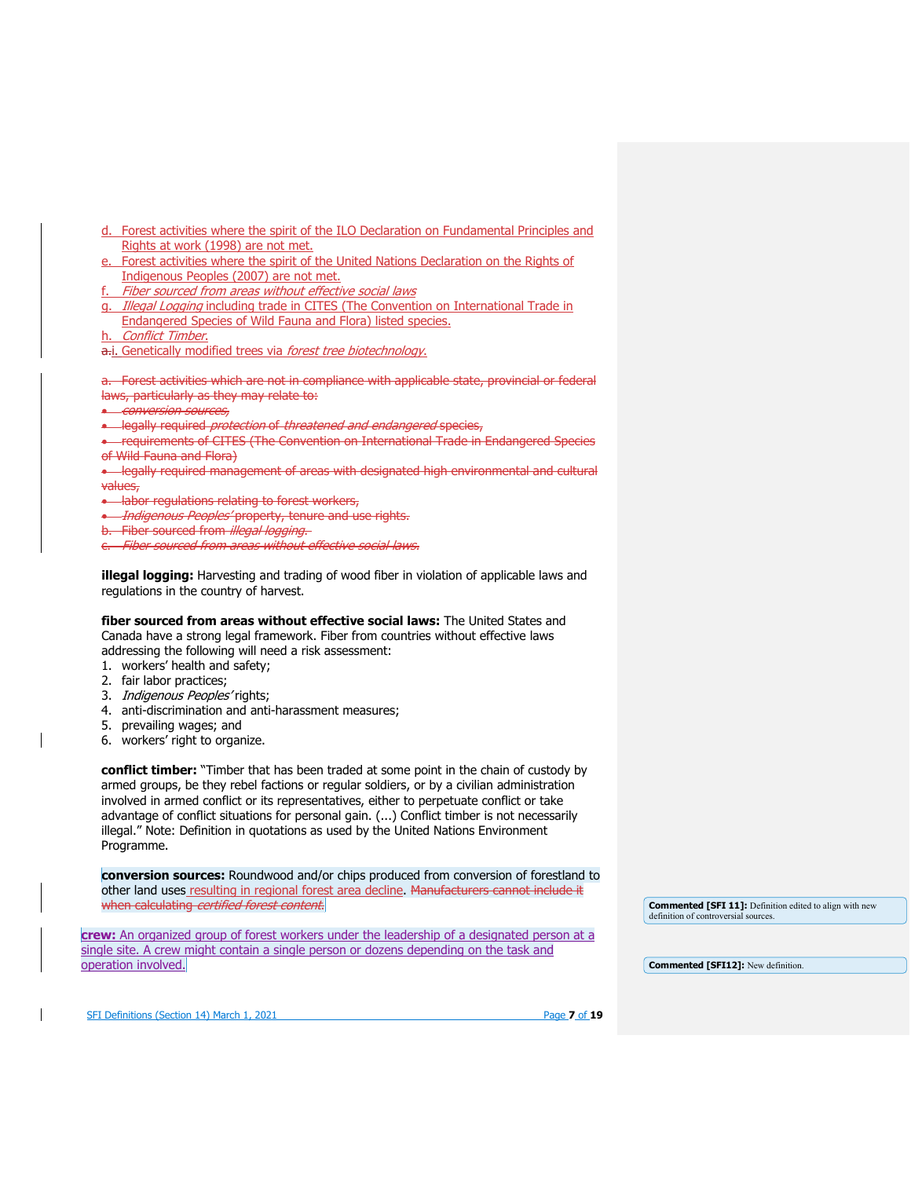d. Forest activities where the spirit of the ILO Declaration on Fundamental Principles and Rights at work (1998) are not met.
e. Forest activities where the spirit of the United Nations Declaration on the Rights of Indigenous Peoples (2007) are not met.
f. *Fiber sourced from areas without effective social laws*
g. *Illegal Logging* including trade in CITES (The Convention on International Trade in Endangered Species of Wild Fauna and Flora) listed species.
h. *Conflict Timber*.
~~a.~~i. Genetically modified trees via *forest tree biotechnology.*

~~a. Forest activities which are not in compliance with applicable state, provincial or federal laws, particularly as they may relate to:~~

- ~~*conversion sources,*~~
- ~~legally required *protection* of *threatened and endangered* species,~~
- ~~requirements of CITES (The Convention on International Trade in Endangered Species of Wild Fauna and Flora)~~
- ~~legally required management of areas with designated high environmental and cultural values,~~
- ~~labor regulations relating to forest workers,~~
- ~~*Indigenous Peoples'* property, tenure and use rights.~~

~~b. Fiber sourced from *illegal logging.*~~
~~c. *Fiber sourced from areas without effective social laws.*~~

**illegal logging:** Harvesting and trading of wood fiber in violation of applicable laws and regulations in the country of harvest.

**fiber sourced from areas without effective social laws:** The United States and Canada have a strong legal framework. Fiber from countries without effective laws addressing the following will need a risk assessment:

1. workers' health and safety;
2. fair labor practices;
3. *Indigenous Peoples'* rights;
4. anti-discrimination and anti-harassment measures;
5. prevailing wages; and
6. workers' right to organize.

**conflict timber:** "Timber that has been traded at some point in the chain of custody by armed groups, be they rebel factions or regular soldiers, or by a civilian administration involved in armed conflict or its representatives, either to perpetuate conflict or take advantage of conflict situations for personal gain. (...) Conflict timber is not necessarily illegal." Note: Definition in quotations as used by the United Nations Environment Programme.

**conversion sources:** Roundwood and/or chips produced from conversion of forestland to other land uses resulting in regional forest area decline. ~~Manufacturers cannot include it when calculating *certified forest content*.~~

**Commented [SFI 11]:** Definition edited to align with new definition of controversial sources.

**crew:** An organized group of forest workers under the leadership of a designated person at a single site. A crew might contain a single person or dozens depending on the task and operation involved.

**Commented [SFI12]:** New definition.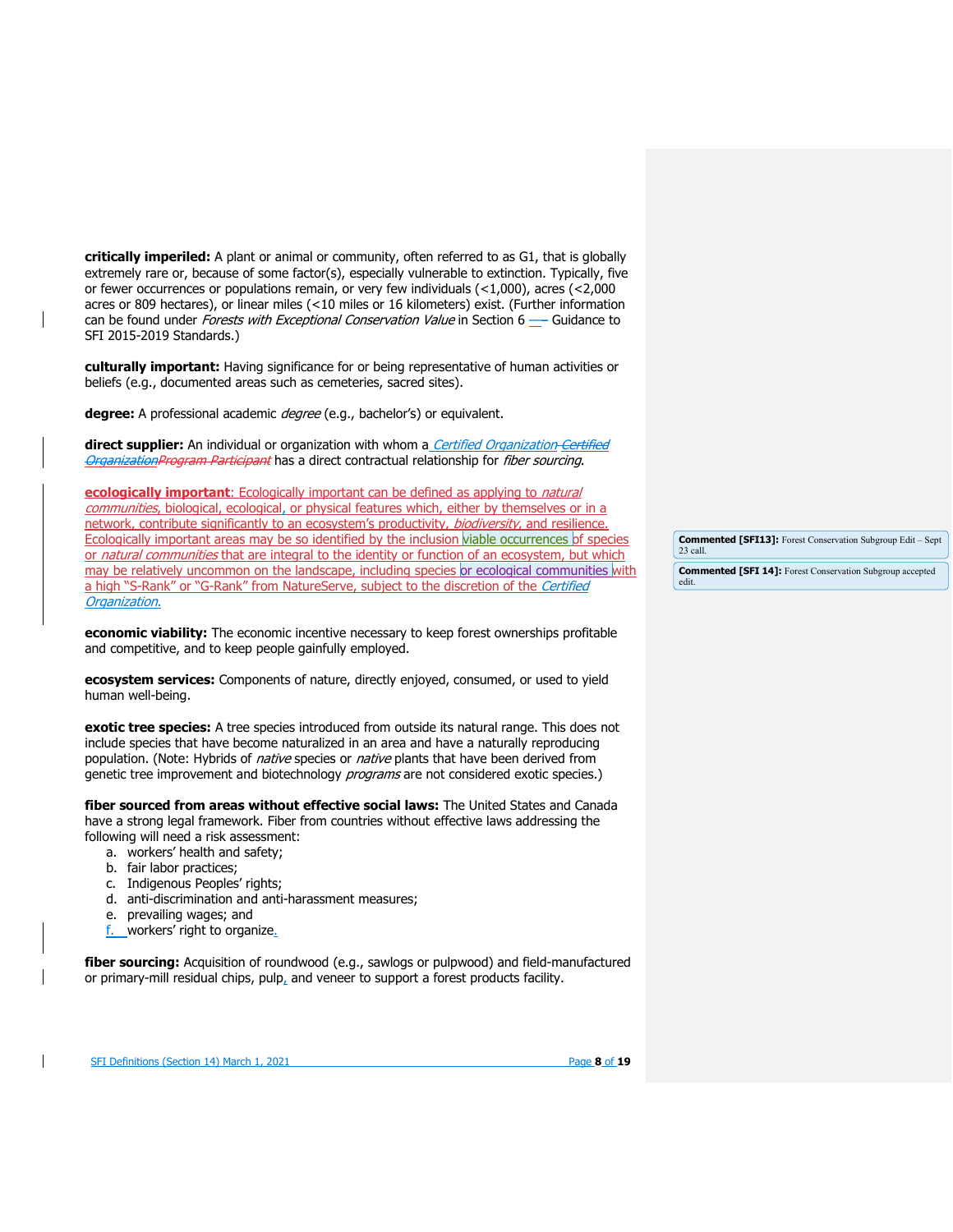**critically imperiled:** A plant or animal or community, often referred to as G1, that is globally extremely rare or, because of some factor(s), especially vulnerable to extinction. Typically, five or fewer occurrences or populations remain, or very few individuals (<1,000), acres (<2,000 acres or 809 hectares), or linear miles (<10 miles or 16 kilometers) exist. (Further information can be found under *Forests with Exceptional Conservation Value* in Section 6 — Guidance to SFI 2015-2019 Standards.)

**culturally important:** Having significance for or being representative of human activities or beliefs (e.g., documented areas such as cemeteries, sacred sites).

**degree:** A professional academic *degree* (e.g., bachelor's) or equivalent.

**direct supplier:** An individual or organization with whom a *Certified Organization* has a direct contractual relationship for *fiber sourcing*.

**ecologically important**: Ecologically important can be defined as applying to *natural communities*, biological, ecological, or physical features which, either by themselves or in a network, contribute significantly to an ecosystem's productivity, *biodiversity*, and resilience. Ecologically important areas may be so identified by the inclusion viable occurrences of species or *natural communities* that are integral to the identity or function of an ecosystem, but which may be relatively uncommon on the landscape, including species or ecological communities with a high "S-Rank" or "G-Rank" from NatureServe, subject to the discretion of the *Certified Organization.*

**economic viability:** The economic incentive necessary to keep forest ownerships profitable and competitive, and to keep people gainfully employed.

**ecosystem services:** Components of nature, directly enjoyed, consumed, or used to yield human well-being.

**exotic tree species:** A tree species introduced from outside its natural range. This does not include species that have become naturalized in an area and have a naturally reproducing population. (Note: Hybrids of *native* species or *native* plants that have been derived from genetic tree improvement and biotechnology *programs* are not considered exotic species.)

**fiber sourced from areas without effective social laws:** The United States and Canada have a strong legal framework. Fiber from countries without effective laws addressing the following will need a risk assessment:

a. workers' health and safety;
b. fair labor practices;
c. Indigenous Peoples' rights;
d. anti-discrimination and anti-harassment measures;
e. prevailing wages; and
f. workers' right to organize.

**fiber sourcing:** Acquisition of roundwood (e.g., sawlogs or pulpwood) and field-manufactured or primary-mill residual chips, pulp, and veneer to support a forest products facility.

**Commented [SFI13]:** Forest Conservation Subgroup Edit – Sept 23 call.

**Commented [SFI 14]:** Forest Conservation Subgroup accepted edit.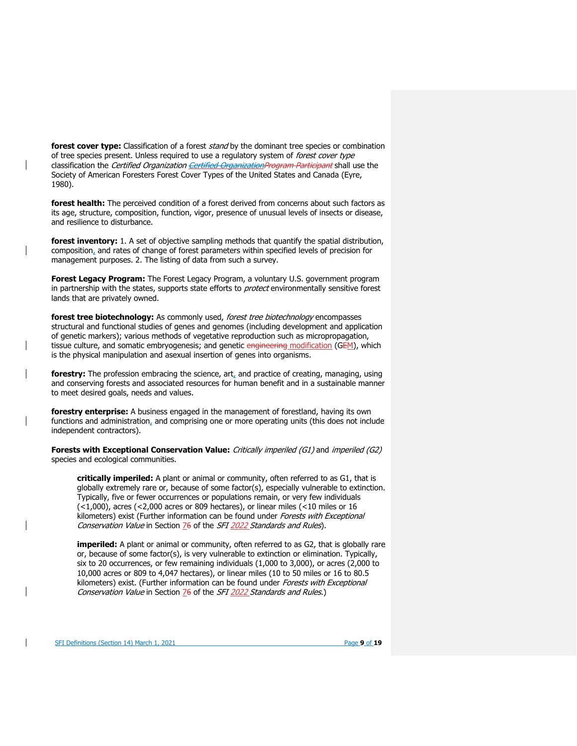**forest cover type:** Classification of a forest *stand* by the dominant tree species or combination of tree species present. Unless required to use a regulatory system of *forest cover type* classification the *Certified Organization* shall use the Society of American Foresters Forest Cover Types of the United States and Canada (Eyre, 1980).

**forest health:** The perceived condition of a forest derived from concerns about such factors as its age, structure, composition, function, vigor, presence of unusual levels of insects or disease, and resilience to disturbance.

**forest inventory:** 1. A set of objective sampling methods that quantify the spatial distribution, composition, and rates of change of forest parameters within specified levels of precision for management purposes. 2. The listing of data from such a survey.

**Forest Legacy Program:** The Forest Legacy Program, a voluntary U.S. government program in partnership with the states, supports state efforts to *protect* environmentally sensitive forest lands that are privately owned.

**forest tree biotechnology:** As commonly used, *forest tree biotechnology* encompasses structural and functional studies of genes and genomes (including development and application of genetic markers); various methods of vegetative reproduction such as micropropagation, tissue culture, and somatic embryogenesis; and genetic modification (GM), which is the physical manipulation and asexual insertion of genes into organisms.

**forestry:** The profession embracing the science, art, and practice of creating, managing, using and conserving forests and associated resources for human benefit and in a sustainable manner to meet desired goals, needs and values.

**forestry enterprise:** A business engaged in the management of forestland, having its own functions and administration, and comprising one or more operating units (this does not include independent contractors).

**Forests with Exceptional Conservation Value:** *Critically imperiled (G1)* and *imperiled (G2)* species and ecological communities.

> **critically imperiled:** A plant or animal or community, often referred to as G1, that is globally extremely rare or, because of some factor(s), especially vulnerable to extinction. Typically, five or fewer occurrences or populations remain, or very few individuals (<1,000), acres (<2,000 acres or 809 hectares), or linear miles (<10 miles or 16 kilometers) exist (Further information can be found under *Forests with Exceptional Conservation Value* in Section 7 of the *SFI 2022 Standards and Rules*).
>
> **imperiled:** A plant or animal or community, often referred to as G2, that is globally rare or, because of some factor(s), is very vulnerable to extinction or elimination. Typically, six to 20 occurrences, or few remaining individuals (1,000 to 3,000), or acres (2,000 to 10,000 acres or 809 to 4,047 hectares), or linear miles (10 to 50 miles or 16 to 80.5 kilometers) exist. (Further information can be found under *Forests with Exceptional Conservation Value* in Section 7 of the *SFI 2022 Standards and Rules*.)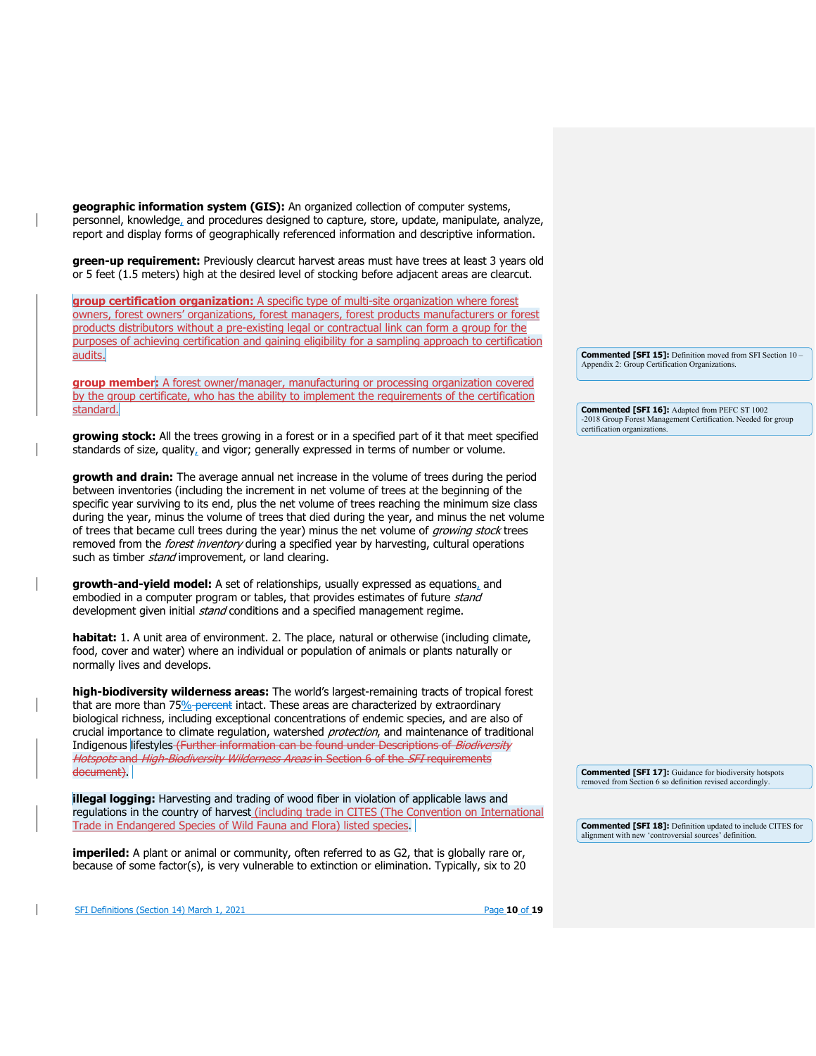**geographic information system (GIS):** An organized collection of computer systems, personnel, knowledge, and procedures designed to capture, store, update, manipulate, analyze, report and display forms of geographically referenced information and descriptive information.

**green-up requirement:** Previously clearcut harvest areas must have trees at least 3 years old or 5 feet (1.5 meters) high at the desired level of stocking before adjacent areas are clearcut.

**group certification organization:** A specific type of multi-site organization where forest owners, forest owners' organizations, forest managers, forest products manufacturers or forest products distributors without a pre-existing legal or contractual link can form a group for the purposes of achieving certification and gaining eligibility for a sampling approach to certification audits.

**group member:** A forest owner/manager, manufacturing or processing organization covered by the group certificate, who has the ability to implement the requirements of the certification standard.

**growing stock:** All the trees growing in a forest or in a specified part of it that meet specified standards of size, quality, and vigor; generally expressed in terms of number or volume.

**growth and drain:** The average annual net increase in the volume of trees during the period between inventories (including the increment in net volume of trees at the beginning of the specific year surviving to its end, plus the net volume of trees reaching the minimum size class during the year, minus the volume of trees that died during the year, and minus the net volume of trees that became cull trees during the year) minus the net volume of *growing stock* trees removed from the *forest inventory* during a specified year by harvesting, cultural operations such as timber *stand* improvement, or land clearing.

**growth-and-yield model:** A set of relationships, usually expressed as equations, and embodied in a computer program or tables, that provides estimates of future *stand* development given initial *stand* conditions and a specified management regime.

**habitat:** 1. A unit area of environment. 2. The place, natural or otherwise (including climate, food, cover and water) where an individual or population of animals or plants naturally or normally lives and develops.

**high-biodiversity wilderness areas:** The world's largest-remaining tracts of tropical forest that are more than 75% ~~percent~~ intact. These areas are characterized by extraordinary biological richness, including exceptional concentrations of endemic species, and are also of crucial importance to climate regulation, watershed *protection*, and maintenance of traditional Indigenous lifestyles ~~(Further information can be found under Descriptions of *Biodiversity Hotspots* and *High-Biodiversity Wilderness Areas* in Section 6 of the *SFI* requirements document)~~.

**illegal logging:** Harvesting and trading of wood fiber in violation of applicable laws and regulations in the country of harvest (including trade in CITES (The Convention on International Trade in Endangered Species of Wild Fauna and Flora) listed species.

**imperiled:** A plant or animal or community, often referred to as G2, that is globally rare or, because of some factor(s), is very vulnerable to extinction or elimination. Typically, six to 20

> **Commented [SFI 15]:** Definition moved from SFI Section 10 – Appendix 2: Group Certification Organizations.

> **Commented [SFI 16]:** Adapted from PEFC ST 1002 -2018 Group Forest Management Certification. Needed for group certification organizations.

> **Commented [SFI 17]:** Guidance for biodiversity hotspots removed from Section 6 so definition revised accordingly.

> **Commented [SFI 18]:** Definition updated to include CITES for alignment with new 'controversial sources' definition.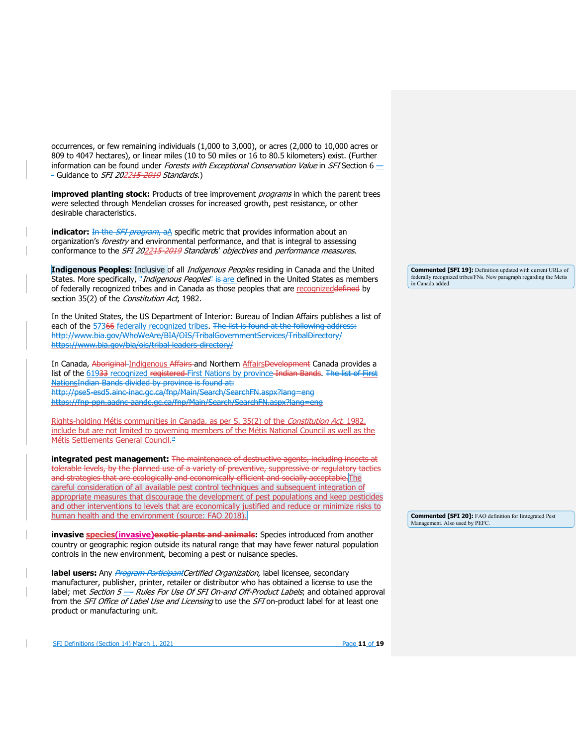occurrences, or few remaining individuals (1,000 to 3,000), or acres (2,000 to 10,000 acres or 809 to 4047 hectares), or linear miles (10 to 50 miles or 16 to 80.5 kilometers) exist. (Further information can be found under *Forests with Exceptional Conservation Value* in *SFI* Section 6 –– Guidance to *SFI 2022 Standards*.)

**improved planting stock:** Products of tree improvement *programs* in which the parent trees were selected through Mendelian crosses for increased growth, pest resistance, or other desirable characteristics.

**indicator:** A specific metric that provides information about an organization's *forestry* and environmental performance, and that is integral to assessing conformance to the *SFI 2022 Standards*' *objectives* and *performance measures*.

**Indigenous Peoples:** Inclusive of all *Indigenous Peoples* residing in Canada and the United States. More specifically, "*Indigenous Peoples*" are defined in the United States as members of federally recognized tribes and in Canada as those peoples that are recognized by section 35(2) of the *Constitution Act*, 1982.

In the United States, the US Department of Interior: Bureau of Indian Affairs publishes a list of each of the 573 federally recognized tribes.

In Canada, Indigenous and Northern Affairs Canada provides a list of the 619 recognized First Nations by province.

Rights-holding Métis communities in Canada, as per S. 35(2) of the *Constitution Act*, 1982, include but are not limited to governing members of the Métis National Council as well as the Métis Settlements General Council."

**integrated pest management:** The careful consideration of all available pest control techniques and subsequent integration of appropriate measures that discourage the development of pest populations and keep pesticides and other interventions to levels that are economically justified and reduce or minimize risks to human health and the environment (source: FAO 2018).

**invasive species(invasive):** Species introduced from another country or geographic region outside its natural range that may have fewer natural population controls in the new environment, becoming a pest or nuisance species.

**label users:** Any *Certified Organization*, label licensee, secondary manufacturer, publisher, printer, retailer or distributor who has obtained a license to use the label; met *Section 5 — Rules For Use Of SFI On-and Off-Product Labels*, and obtained approval from the *SFI Office of Label Use and Licensing* to use the *SFI* on-product label for at least one product or manufacturing unit.

**Commented [SFI 19]:** Definition updated with current URLs of federally recognized tribes/FNs. New paragraph regarding the Metis in Canada added.

**Commented [SFI 20]:** FAO definition for Iintegrated Pest Management. Also used by PEFC.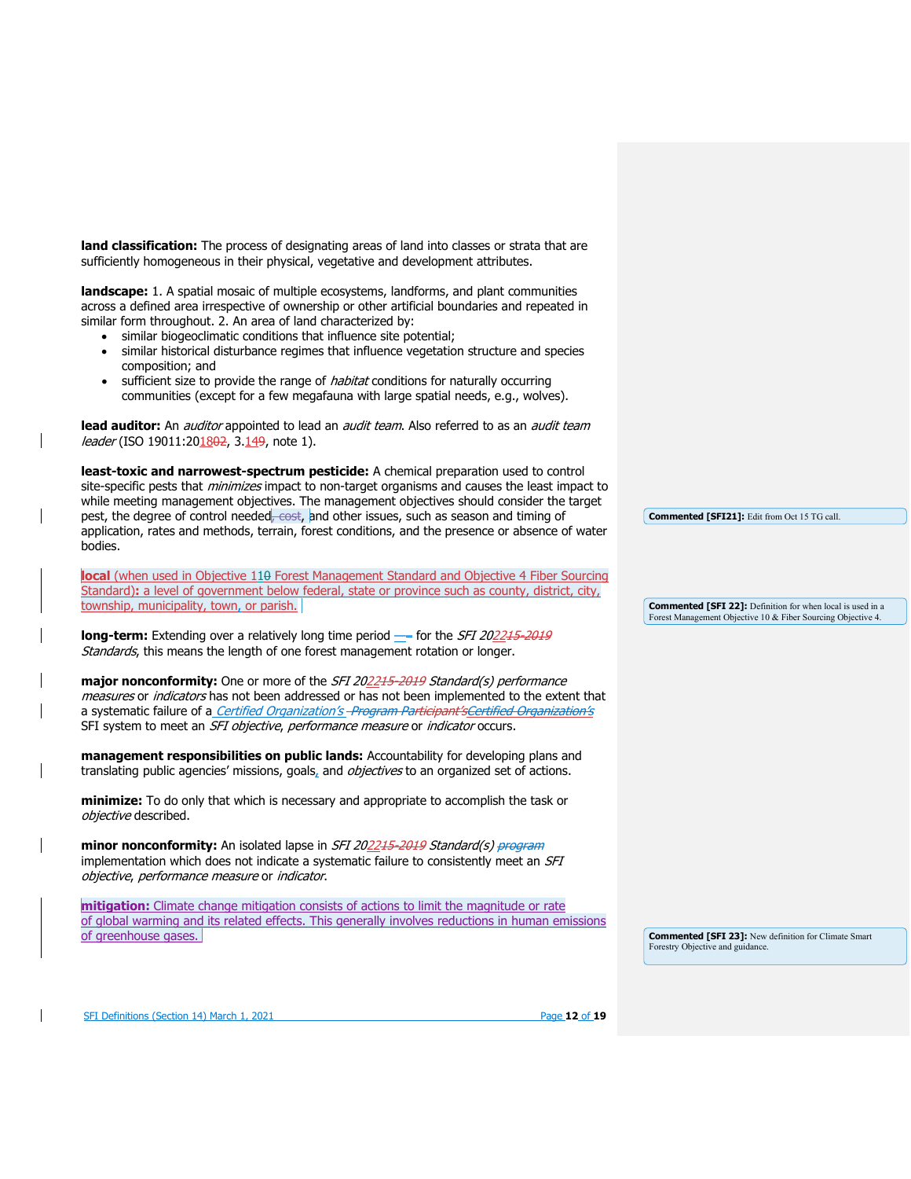**land classification:** The process of designating areas of land into classes or strata that are sufficiently homogeneous in their physical, vegetative and development attributes.

**landscape:** 1. A spatial mosaic of multiple ecosystems, landforms, and plant communities across a defined area irrespective of ownership or other artificial boundaries and repeated in similar form throughout. 2. An area of land characterized by:

- similar biogeoclimatic conditions that influence site potential;
- similar historical disturbance regimes that influence vegetation structure and species composition; and
- sufficient size to provide the range of *habitat* conditions for naturally occurring communities (except for a few megafauna with large spatial needs, e.g., wolves).

**lead auditor:** An *auditor* appointed to lead an *audit team*. Also referred to as an *audit team leader* (ISO 19011:2018, 3.14, note 1).

**least-toxic and narrowest-spectrum pesticide:** A chemical preparation used to control site-specific pests that *minimizes* impact to non-target organisms and causes the least impact to while meeting management objectives. The management objectives should consider the target pest, the degree of control needed, and other issues, such as season and timing of application, rates and methods, terrain, forest conditions, and the presence or absence of water bodies.

**local** (when used in Objective 11 Forest Management Standard and Objective 4 Fiber Sourcing Standard)**:** a level of government below federal, state or province such as county, district, city, township, municipality, town, or parish.

**long-term:** Extending over a relatively long time period — for the *SFI 2022 Standards*, this means the length of one forest management rotation or longer.

**major nonconformity:** One or more of the *SFI 2022 Standard(s) performance measures* or *indicators* has not been addressed or has not been implemented to the extent that a systematic failure of a *Certified Organization's* SFI system to meet an *SFI objective*, *performance measure* or *indicator* occurs.

**management responsibilities on public lands:** Accountability for developing plans and translating public agencies' missions, goals, and *objectives* to an organized set of actions.

**minimize:** To do only that which is necessary and appropriate to accomplish the task or *objective* described.

**minor nonconformity:** An isolated lapse in *SFI 2022 Standard(s)* implementation which does not indicate a systematic failure to consistently meet an *SFI objective*, *performance measure* or *indicator*.

**mitigation:** Climate change mitigation consists of actions to limit the magnitude or rate of global warming and its related effects. This generally involves reductions in human emissions of greenhouse gases.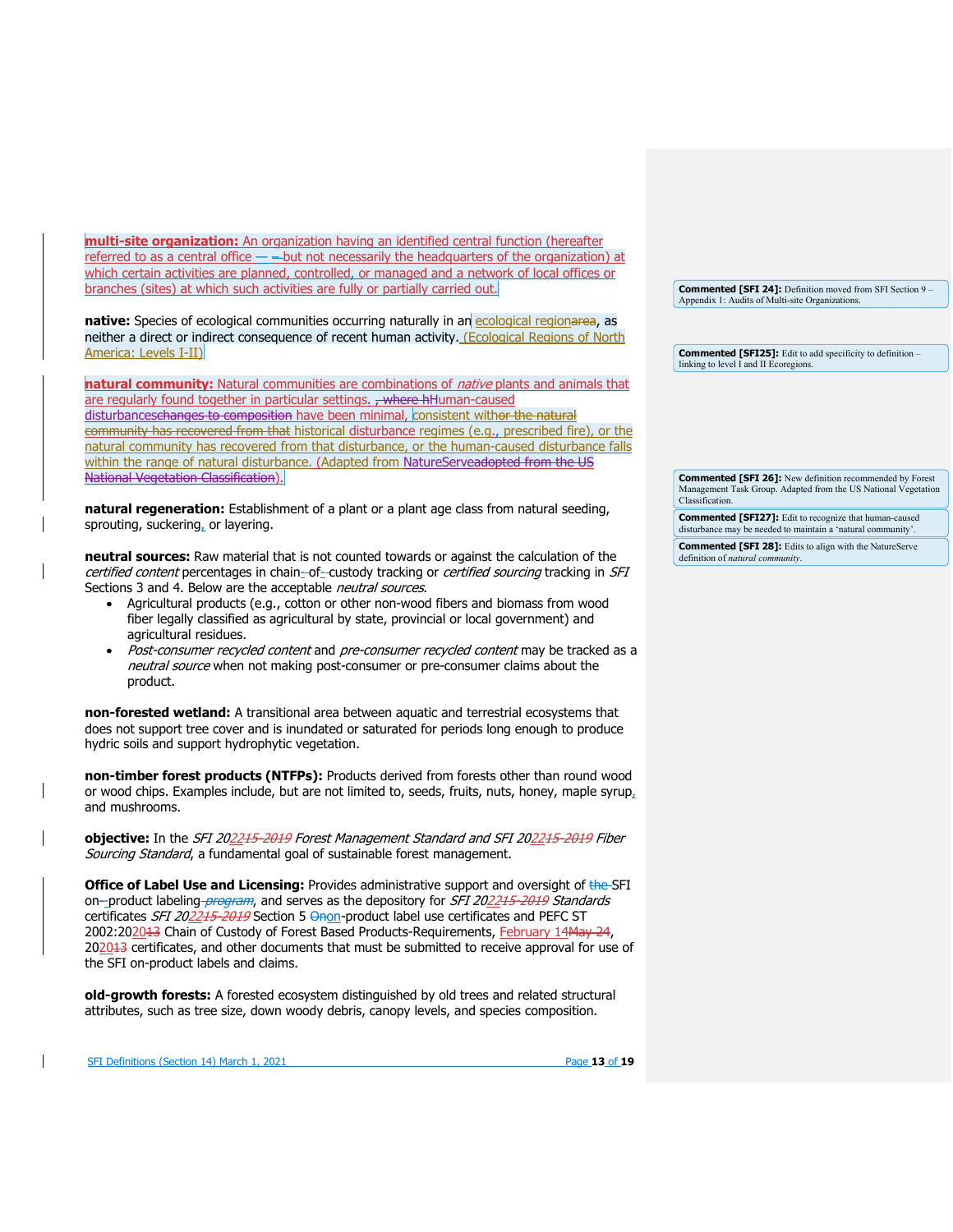**multi-site organization:** An organization having an identified central function (hereafter referred to as a central office — ~~–~~but not necessarily the headquarters of the organization) at which certain activities are planned, controlled, or managed and a network of local offices or branches (sites) at which such activities are fully or partially carried out.

**native:** Species of ecological communities occurring naturally in an ecological region~~area~~, as neither a direct or indirect consequence of recent human activity. (Ecological Regions of North America: Levels I-II)

**natural community:** Natural communities are combinations of *native* plants and animals that are regularly found together in particular settings. ~~, where h~~Human-caused disturbances~~changes to composition~~ have been minimal, consistent with~~or the natural community has recovered from that~~ historical disturbance regimes (e.g., prescribed fire), or the natural community has recovered from that disturbance, or the human-caused disturbance falls within the range of natural disturbance. (Adapted from NatureServe~~adopted from the US National Vegetation Classification~~).

**natural regeneration:** Establishment of a plant or a plant age class from natural seeding, sprouting, suckering, or layering.

**neutral sources:** Raw material that is not counted towards or against the calculation of the *certified content* percentages in chain-of-custody tracking or *certified sourcing* tracking in *SFI* Sections 3 and 4. Below are the acceptable *neutral sources*.

- Agricultural products (e.g., cotton or other non-wood fibers and biomass from wood fiber legally classified as agricultural by state, provincial or local government) and agricultural residues.
- *Post-consumer recycled content* and *pre-consumer recycled content* may be tracked as a *neutral source* when not making post-consumer or pre-consumer claims about the product.

**non-forested wetland:** A transitional area between aquatic and terrestrial ecosystems that does not support tree cover and is inundated or saturated for periods long enough to produce hydric soils and support hydrophytic vegetation.

**non-timber forest products (NTFPs):** Products derived from forests other than round wood or wood chips. Examples include, but are not limited to, seeds, fruits, nuts, honey, maple syrup, and mushrooms.

**objective:** In the *SFI 2022~~15-2019~~ Forest Management Standard and SFI 2022~~15-2019~~ Fiber Sourcing Standard*, a fundamental goal of sustainable forest management.

**Office of Label Use and Licensing:** Provides administrative support and oversight of ~~the~~ SFI on-product labeling~~ program~~, and serves as the depository for *SFI 2022~~15-2019~~ Standards* certificates *SFI 2022~~15-2019~~* Section 5 ~~On~~on-product label use certificates and PEFC ST 2002:2020~~13~~ Chain of Custody of Forest Based Products-Requirements, February 14~~May 24~~, 2020~~13~~ certificates, and other documents that must be submitted to receive approval for use of the SFI on-product labels and claims.

**old-growth forests:** A forested ecosystem distinguished by old trees and related structural attributes, such as tree size, down woody debris, canopy levels, and species composition.

> **Commented [SFI 24]:** Definition moved from SFI Section 9 – Appendix 1: Audits of Multi-site Organizations.

> **Commented [SFI25]:** Edit to add specificity to definition – linking to level I and II Ecoregions.

> **Commented [SFI 26]:** New definition recommended by Forest Management Task Group. Adapted from the US National Vegetation Classification.

> **Commented [SFI27]:** Edit to recognize that human-caused disturbance may be needed to maintain a 'natural community'.

> **Commented [SFI 28]:** Edits to align with the NatureServe definition of *natural community*.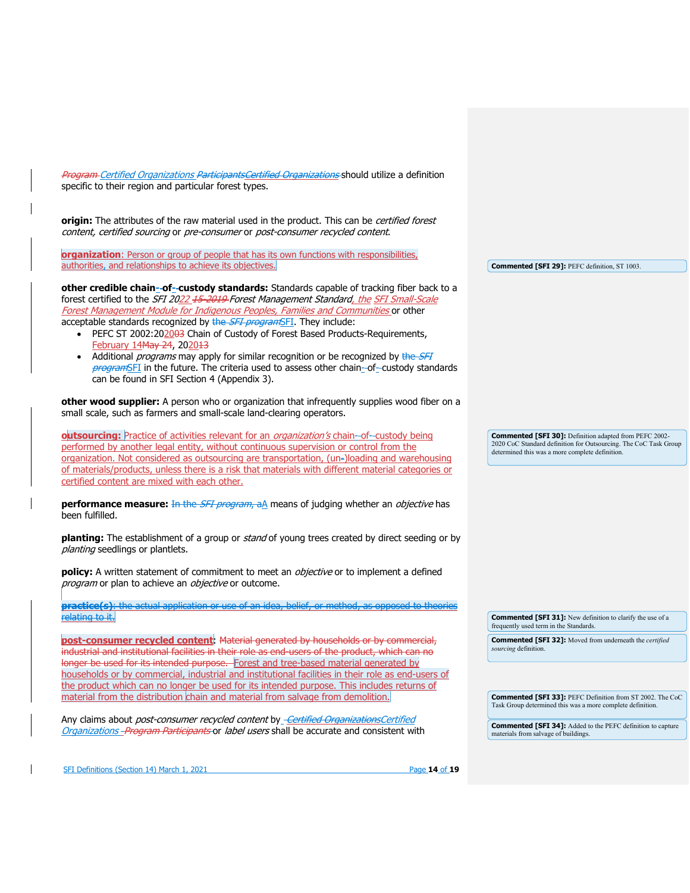Program Certified Organizations ParticipantsCertified Organizations should utilize a definition specific to their region and particular forest types.

**origin:** The attributes of the raw material used in the product. This can be *certified forest content, certified sourcing* or *pre-consumer* or *post-consumer recycled content*.

**organization**: Person or group of people that has its own functions with responsibilities, authorities, and relationships to achieve its objectives.

**other credible chain--of--custody standards:** Standards capable of tracking fiber back to a forest certified to the *SFI 2022 15-2019 Forest Management Standard, the SFI Small-Scale Forest Management Module for Indigenous Peoples, Families and Communities* or other acceptable standards recognized by the *SFI program*SFI. They include:

- PEFC ST 2002:202003 Chain of Custody of Forest Based Products-Requirements, February 14May 24, 202013
- Additional *programs* may apply for similar recognition or be recognized by the *SFI program*SFI in the future. The criteria used to assess other chain--of--custody standards can be found in SFI Section 4 (Appendix 3).

**other wood supplier:** A person who or organization that infrequently supplies wood fiber on a small scale, such as farmers and small-scale land-clearing operators.

**outsourcing:** Practice of activities relevant for an *organization's* chain--of--custody being performed by another legal entity, without continuous supervision or control from the organization. Not considered as outsourcing are transportation, (un-)loading and warehousing of materials/products, unless there is a risk that materials with different material categories or certified content are mixed with each other.

**performance measure:** In the *SFI program*, aA means of judging whether an *objective* has been fulfilled.

**planting:** The establishment of a group or *stand* of young trees created by direct seeding or by *planting* seedlings or plantlets.

**policy:** A written statement of commitment to meet an *objective* or to implement a defined *program* or plan to achieve an *objective* or outcome.

**practice(s):** the actual application or use of an idea, belief, or method, as opposed to theories relating to it.

**post-consumer recycled content**: Material generated by households or by commercial, industrial and institutional facilities in their role as end-users of the product, which can no longer be used for its intended purpose. Forest and tree-based material generated by households or by commercial, industrial and institutional facilities in their role as end-users of the product which can no longer be used for its intended purpose. This includes returns of material from the distribution chain and material from salvage from demolition.

Any claims about *post-consumer recycled content* by *Certified OrganizationsCertified Organizations* Program Participants or *label users* shall be accurate and consistent with

---

**Commented [SFI 29]:** PEFC definition, ST 1003.

**Commented [SFI 30]:** Definition adapted from PEFC 2002-2020 CoC Standard definition for Outsourcing. The CoC Task Group determined this was a more complete definition.

**Commented [SFI 31]:** New definition to clarify the use of a frequently used term in the Standards.

**Commented [SFI 32]:** Moved from underneath the *certified sourcing* definition.

**Commented [SFI 33]:** PEFC Definition from ST 2002. The CoC Task Group determined this was a more complete definition.

**Commented [SFI 34]:** Added to the PEFC definition to capture materials from salvage of buildings.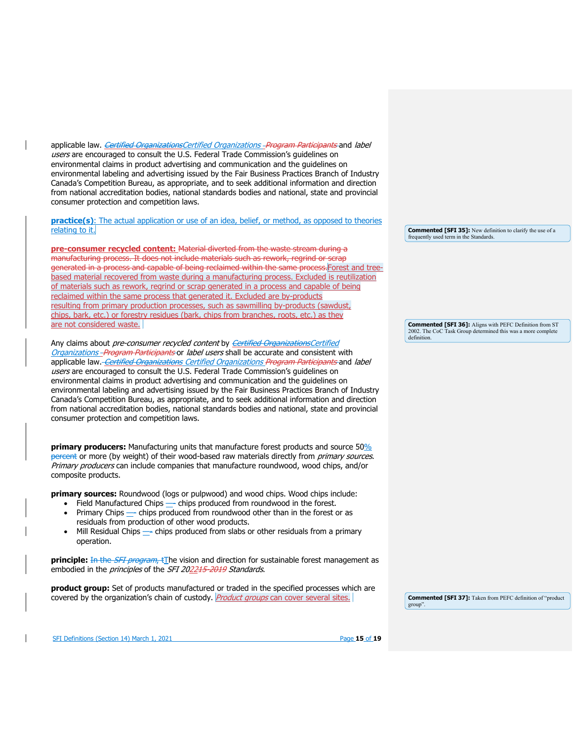applicable law. *Certified Organizations* and *label users* are encouraged to consult the U.S. Federal Trade Commission's guidelines on environmental claims in product advertising and communication and the guidelines on environmental labeling and advertising issued by the Fair Business Practices Branch of Industry Canada's Competition Bureau, as appropriate, and to seek additional information and direction from national accreditation bodies, national standards bodies and national, state and provincial consumer protection and competition laws.

**practice(s)**: The actual application or use of an idea, belief, or method, as opposed to theories relating to it.

**pre-consumer recycled content:** Forest and tree-based material recovered from waste during a manufacturing process. Excluded is reutilization of materials such as rework, regrind or scrap generated in a process and capable of being reclaimed within the same process that generated it. Excluded are by-products resulting from primary production processes, such as sawmilling by-products (sawdust, chips, bark, etc.) or forestry residues (bark, chips from branches, roots, etc.) as they are not considered waste.

Any claims about *pre-consumer recycled content* by *Certified Organizations* or *label users* shall be accurate and consistent with applicable law. *Certified Organizations* and *label users* are encouraged to consult the U.S. Federal Trade Commission's guidelines on environmental claims in product advertising and communication and the guidelines on environmental labeling and advertising issued by the Fair Business Practices Branch of Industry Canada's Competition Bureau, as appropriate, and to seek additional information and direction from national accreditation bodies, national standards bodies and national, state and provincial consumer protection and competition laws.

**primary producers:** Manufacturing units that manufacture forest products and source 50% or more (by weight) of their wood-based raw materials directly from *primary sources*. *Primary producers* can include companies that manufacture roundwood, wood chips, and/or composite products.

**primary sources:** Roundwood (logs or pulpwood) and wood chips. Wood chips include:

- Field Manufactured Chips – chips produced from roundwood in the forest.
- Primary Chips – chips produced from roundwood other than in the forest or as residuals from production of other wood products.
- Mill Residual Chips – chips produced from slabs or other residuals from a primary operation.

**principle:** The vision and direction for sustainable forest management as embodied in the *principles* of the *SFI 2022 Standards*.

**product group:** Set of products manufactured or traded in the specified processes which are covered by the organization's chain of custody. *Product groups* can cover several sites.

Commented [SFI 35]: New definition to clarify the use of a frequently used term in the Standards.

Commented [SFI 36]: Aligns with PEFC Definition from ST 2002. The CoC Task Group determined this was a more complete definition.

Commented [SFI 37]: Taken from PEFC definition of "product group".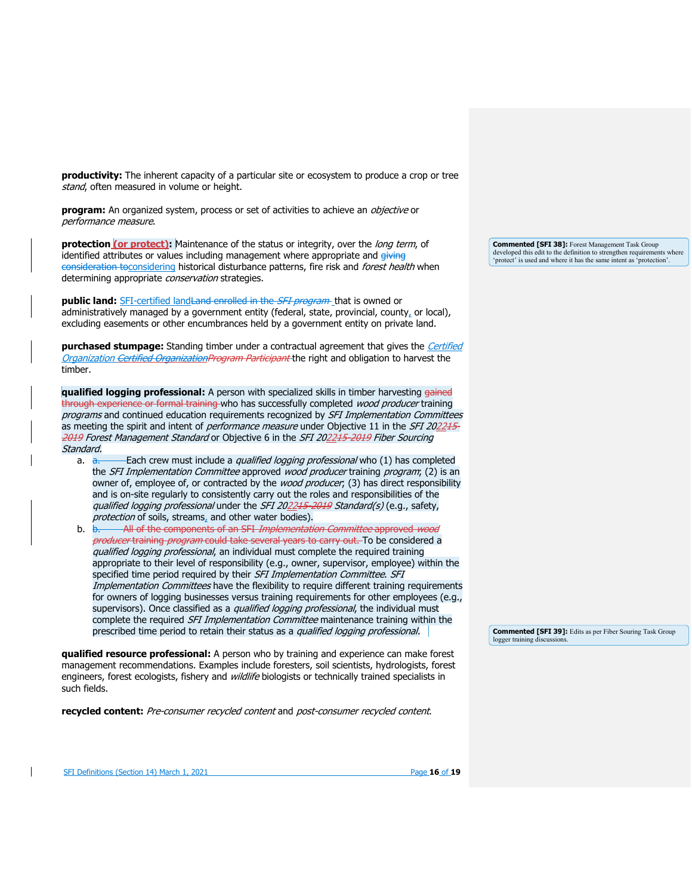**productivity:** The inherent capacity of a particular site or ecosystem to produce a crop or tree *stand*, often measured in volume or height.

**program:** An organized system, process or set of activities to achieve an *objective* or *performance measure*.

**protection (or protect):** Maintenance of the status or integrity, over the *long term*, of identified attributes or values including management where appropriate and ~~giving consideration to~~considering historical disturbance patterns, fire risk and *forest health* when determining appropriate *conservation* strategies.

**public land:** SFI-certified land~~Land enrolled in the *SFI program*~~ that is owned or administratively managed by a government entity (federal, state, provincial, county, or local), excluding easements or other encumbrances held by a government entity on private land.

**purchased stumpage:** Standing timber under a contractual agreement that gives the *Certified Organization* ~~*Certified Organization*~~~~*Program Participant*~~ the right and obligation to harvest the timber.

**qualified logging professional:** A person with specialized skills in timber harvesting ~~gained through experience or formal training~~ who has successfully completed *wood producer* training *programs* and continued education requirements recognized by *SFI Implementation Committees* as meeting the spirit and intent of *performance measure* under Objective 11 in the *SFI 20~~22~~15-2019 Forest Management Standard* or Objective 6 in the *SFI 20~~22~~15-2019 Fiber Sourcing Standard*.

a. Each crew must include a *qualified logging professional* who (1) has completed the *SFI Implementation Committee* approved *wood producer* training *program*; (2) is an owner of, employee of, or contracted by the *wood producer*; (3) has direct responsibility and is on-site regularly to consistently carry out the roles and responsibilities of the *qualified logging professional* under the *SFI 20~~22~~15-2019 Standard(s)* (e.g., safety, *protection* of soils, streams, and other water bodies).

b. ~~All of the components of an SFI *Implementation Committee* approved *wood producer* training *program* could take several years to carry out.~~ To be considered a *qualified logging professional*, an individual must complete the required training appropriate to their level of responsibility (e.g., owner, supervisor, employee) within the specified time period required by their *SFI Implementation Committee*. *SFI Implementation Committees* have the flexibility to require different training requirements for owners of logging businesses versus training requirements for other employees (e.g., supervisors). Once classified as a *qualified logging professional*, the individual must complete the required *SFI Implementation Committee* maintenance training within the prescribed time period to retain their status as a *qualified logging professional*.

**qualified resource professional:** A person who by training and experience can make forest management recommendations. Examples include foresters, soil scientists, hydrologists, forest engineers, forest ecologists, fishery and *wildlife* biologists or technically trained specialists in such fields.

**recycled content:** *Pre-consumer recycled content* and *post-consumer recycled content*.

**Commented [SFI 38]:** Forest Management Task Group developed this edit to the definition to strengthen requirements where 'protect' is used and where it has the same intent as 'protection'.

**Commented [SFI 39]:** Edits as per Fiber Souring Task Group logger training discussions.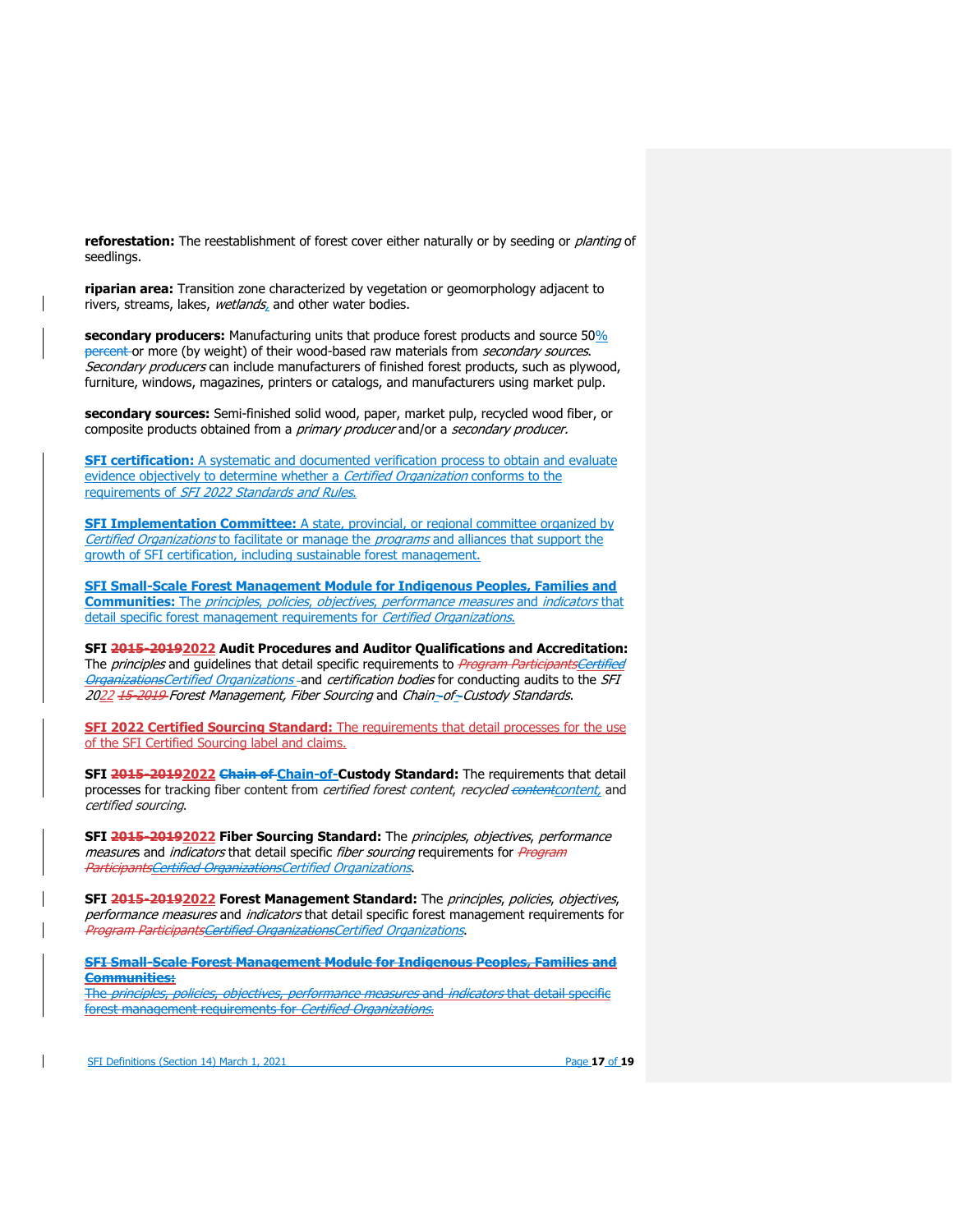**reforestation:** The reestablishment of forest cover either naturally or by seeding or *planting* of seedlings.

**riparian area:** Transition zone characterized by vegetation or geomorphology adjacent to rivers, streams, lakes, *wetlands*, and other water bodies.

**secondary producers:** Manufacturing units that produce forest products and source 50% ~~percent~~ or more (by weight) of their wood-based raw materials from *secondary sources*. *Secondary producers* can include manufacturers of finished forest products, such as plywood, furniture, windows, magazines, printers or catalogs, and manufacturers using market pulp.

**secondary sources:** Semi-finished solid wood, paper, market pulp, recycled wood fiber, or composite products obtained from a *primary producer* and/or a *secondary producer.*

**SFI certification:** A systematic and documented verification process to obtain and evaluate evidence objectively to determine whether a *Certified Organization* conforms to the requirements of *SFI 2022 Standards and Rules.*

**SFI Implementation Committee:** A state, provincial, or regional committee organized by *Certified Organizations* to facilitate or manage the *programs* and alliances that support the growth of SFI certification, including sustainable forest management.

**SFI Small-Scale Forest Management Module for Indigenous Peoples, Families and Communities:** The *principles, policies, objectives, performance measures* and *indicators* that detail specific forest management requirements for *Certified Organizations.*

**SFI ~~2015-2019~~2022 Audit Procedures and Auditor Qualifications and Accreditation:** The *principles* and guidelines that detail specific requirements to ~~*Program Participants*~~~~*Certified Organizations*~~*Certified Organizations* and *certification bodies* for conducting audits to the *SFI 2022* ~~*15-2019*~~ *Forest Management, Fiber Sourcing* and *Chain-of-Custody Standards*.

**SFI 2022 Certified Sourcing Standard:** The requirements that detail processes for the use of the SFI Certified Sourcing label and claims.

**SFI ~~2015-2019~~2022 ~~Chain of~~ Chain-of-Custody Standard:** The requirements that detail processes for tracking fiber content from *certified forest content*, *recycled* ~~*content*~~*content,* and *certified sourcing*.

**SFI ~~2015-2019~~2022 Fiber Sourcing Standard:** The *principles*, *objectives*, *performance measures* and *indicators* that detail specific *fiber sourcing* requirements for ~~*Program Participants*~~~~*Certified Organizations*~~*Certified Organizations*.

**SFI ~~2015-2019~~2022 Forest Management Standard:** The *principles*, *policies*, *objectives*, *performance measures* and *indicators* that detail specific forest management requirements for ~~*Program Participants*~~~~*Certified Organizations*~~*Certified Organizations*.

~~**SFI Small-Scale Forest Management Module for Indigenous Peoples, Families and Communities:**~~
~~The *principles, policies, objectives, performance measures* and *indicators* that detail specific forest management requirements for *Certified Organizations*.~~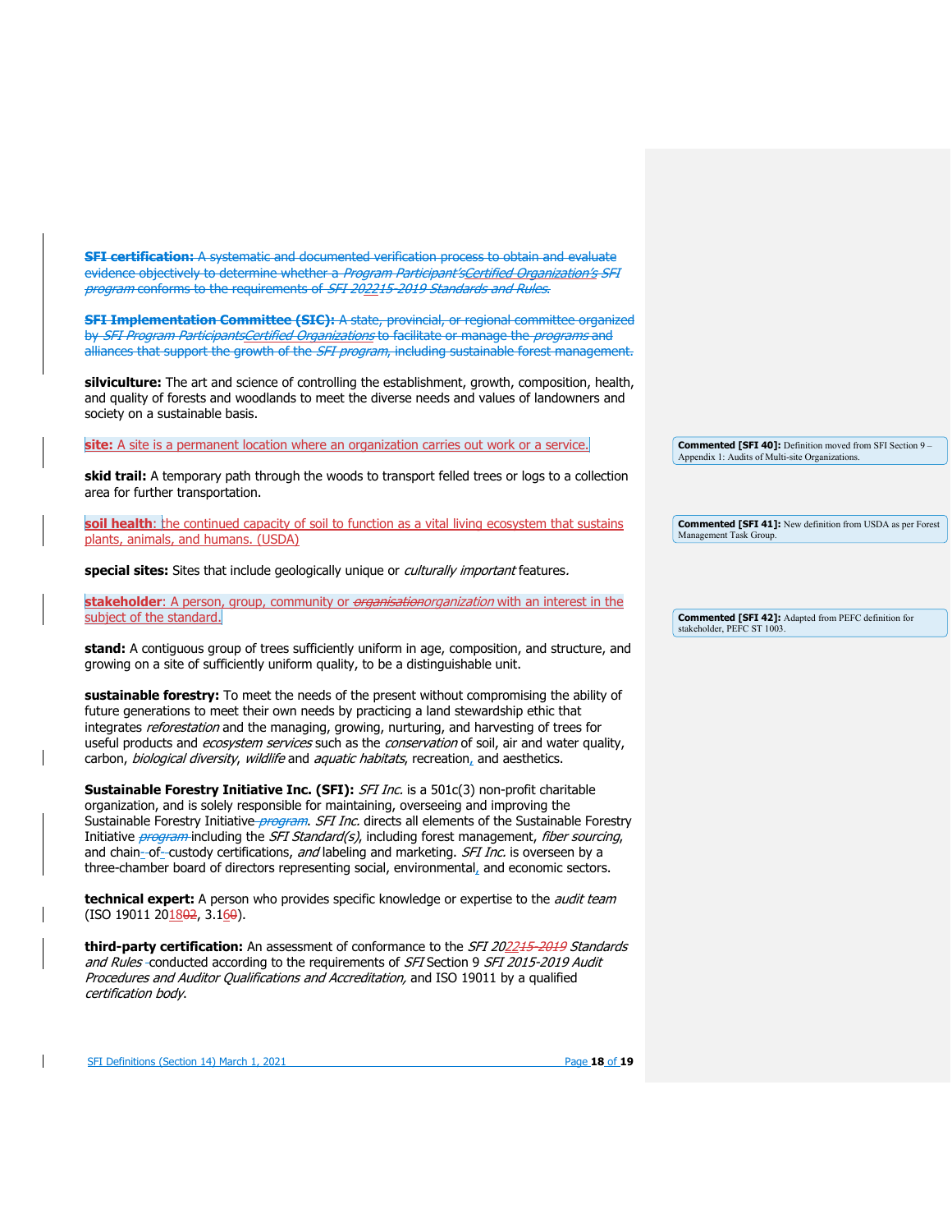**SFI certification:** A systematic and documented verification process to obtain and evaluate evidence objectively to determine whether a *Program Participant'sCertified Organization's SFI program* conforms to the requirements of *SFI 202215-2019 Standards and Rules*.

**SFI Implementation Committee (SIC):** A state, provincial, or regional committee organized by *SFI Program ParticipantsCertified Organizations* to facilitate or manage the *programs* and alliances that support the growth of the *SFI program*, including sustainable forest management.

**silviculture:** The art and science of controlling the establishment, growth, composition, health, and quality of forests and woodlands to meet the diverse needs and values of landowners and society on a sustainable basis.

**site:** A site is a permanent location where an organization carries out work or a service.

**skid trail:** A temporary path through the woods to transport felled trees or logs to a collection area for further transportation.

**soil health**: the continued capacity of soil to function as a vital living ecosystem that sustains plants, animals, and humans. (USDA)

**special sites:** Sites that include geologically unique or *culturally important* features.

**stakeholder**: A person, group, community or *organisationorganization* with an interest in the subject of the standard.

**stand:** A contiguous group of trees sufficiently uniform in age, composition, and structure, and growing on a site of sufficiently uniform quality, to be a distinguishable unit.

**sustainable forestry:** To meet the needs of the present without compromising the ability of future generations to meet their own needs by practicing a land stewardship ethic that integrates *reforestation* and the managing, growing, nurturing, and harvesting of trees for useful products and *ecosystem services* such as the *conservation* of soil, air and water quality, carbon, *biological diversity*, *wildlife* and *aquatic habitats*, recreation, and aesthetics.

**Sustainable Forestry Initiative Inc. (SFI):** *SFI Inc.* is a 501c(3) non-profit charitable organization, and is solely responsible for maintaining, overseeing and improving the Sustainable Forestry Initiative *program*. *SFI Inc.* directs all elements of the Sustainable Forestry Initiative *program* including the *SFI Standard(s)*, including forest management, *fiber sourcing*, and chain-of-custody certifications, *and* labeling and marketing. *SFI Inc.* is overseen by a three-chamber board of directors representing social, environmental, and economic sectors.

**technical expert:** A person who provides specific knowledge or expertise to the *audit team* (ISO 19011 201802, 3.160).

**third-party certification:** An assessment of conformance to the *SFI 202215-2019 Standards and Rules* conducted according to the requirements of *SFI* Section 9 *SFI 2015-2019 Audit Procedures and Auditor Qualifications and Accreditation,* and ISO 19011 by a qualified *certification body*.

**Commented [SFI 40]:** Definition moved from SFI Section 9 – Appendix 1: Audits of Multi-site Organizations.

**Commented [SFI 41]:** New definition from USDA as per Forest Management Task Group.

**Commented [SFI 42]:** Adapted from PEFC definition for stakeholder, PEFC ST 1003.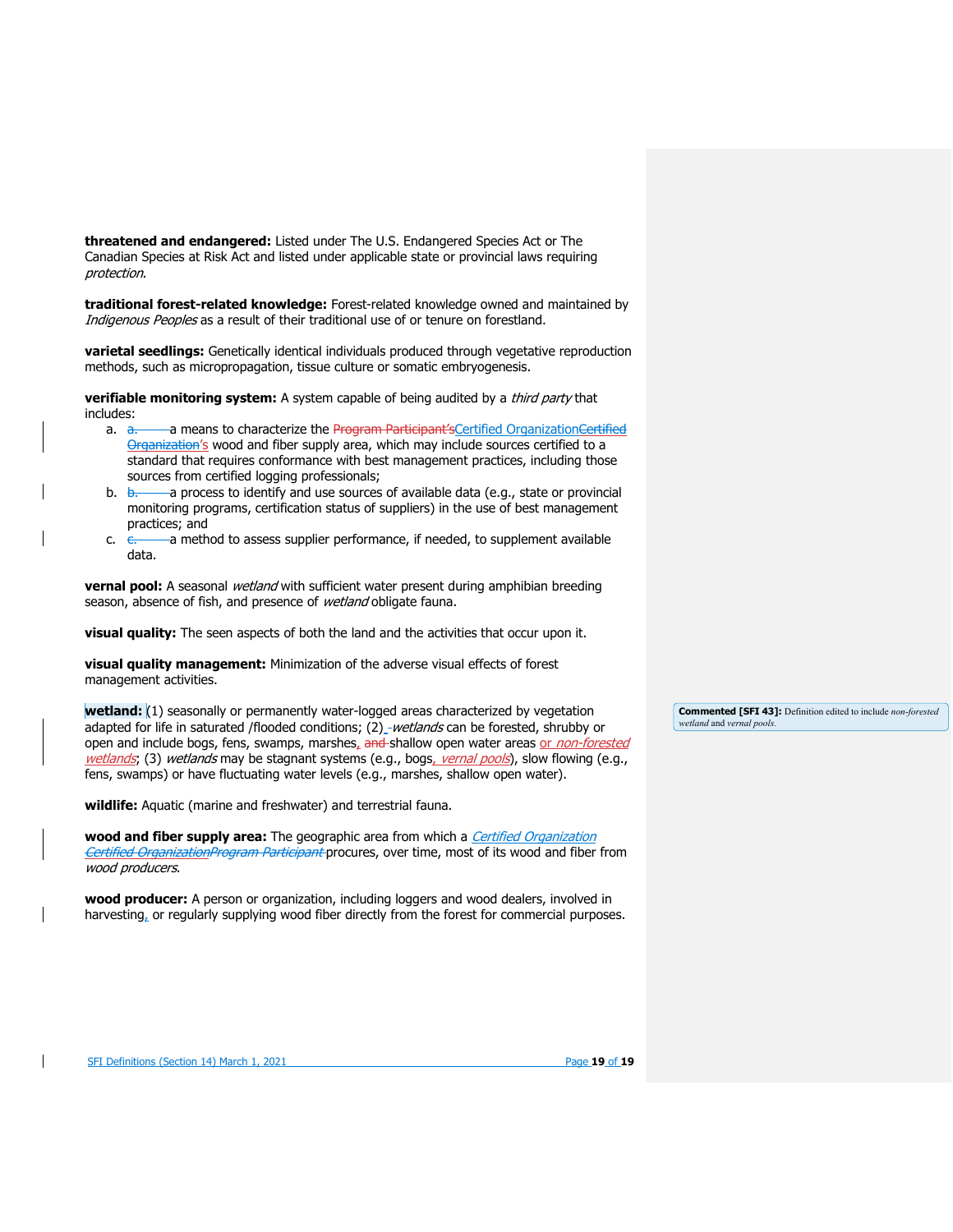**threatened and endangered:** Listed under The U.S. Endangered Species Act or The Canadian Species at Risk Act and listed under applicable state or provincial laws requiring *protection*.

**traditional forest-related knowledge:** Forest-related knowledge owned and maintained by *Indigenous Peoples* as a result of their traditional use of or tenure on forestland.

**varietal seedlings:** Genetically identical individuals produced through vegetative reproduction methods, such as micropropagation, tissue culture or somatic embryogenesis.

**verifiable monitoring system:** A system capable of being audited by a *third party* that includes:

a. a means to characterize the Certified Organization's wood and fiber supply area, which may include sources certified to a standard that requires conformance with best management practices, including those sources from certified logging professionals;
b. a process to identify and use sources of available data (e.g., state or provincial monitoring programs, certification status of suppliers) in the use of best management practices; and
c. a method to assess supplier performance, if needed, to supplement available data.

**vernal pool:** A seasonal *wetland* with sufficient water present during amphibian breeding season, absence of fish, and presence of *wetland* obligate fauna.

**visual quality:** The seen aspects of both the land and the activities that occur upon it.

**visual quality management:** Minimization of the adverse visual effects of forest management activities.

**wetland:** (1) seasonally or permanently water-logged areas characterized by vegetation adapted for life in saturated /flooded conditions; (2) *wetlands* can be forested, shrubby or open and include bogs, fens, swamps, marshes, shallow open water areas or *non-forested wetlands*; (3) *wetlands* may be stagnant systems (e.g., bogs, *vernal pools*), slow flowing (e.g., fens, swamps) or have fluctuating water levels (e.g., marshes, shallow open water).

Commented [SFI 43]: Definition edited to include *non-forested wetland* and *vernal pools*.

**wildlife:** Aquatic (marine and freshwater) and terrestrial fauna.

**wood and fiber supply area:** The geographic area from which a *Certified Organization* procures, over time, most of its wood and fiber from *wood producers*.

**wood producer:** A person or organization, including loggers and wood dealers, involved in harvesting, or regularly supplying wood fiber directly from the forest for commercial purposes.